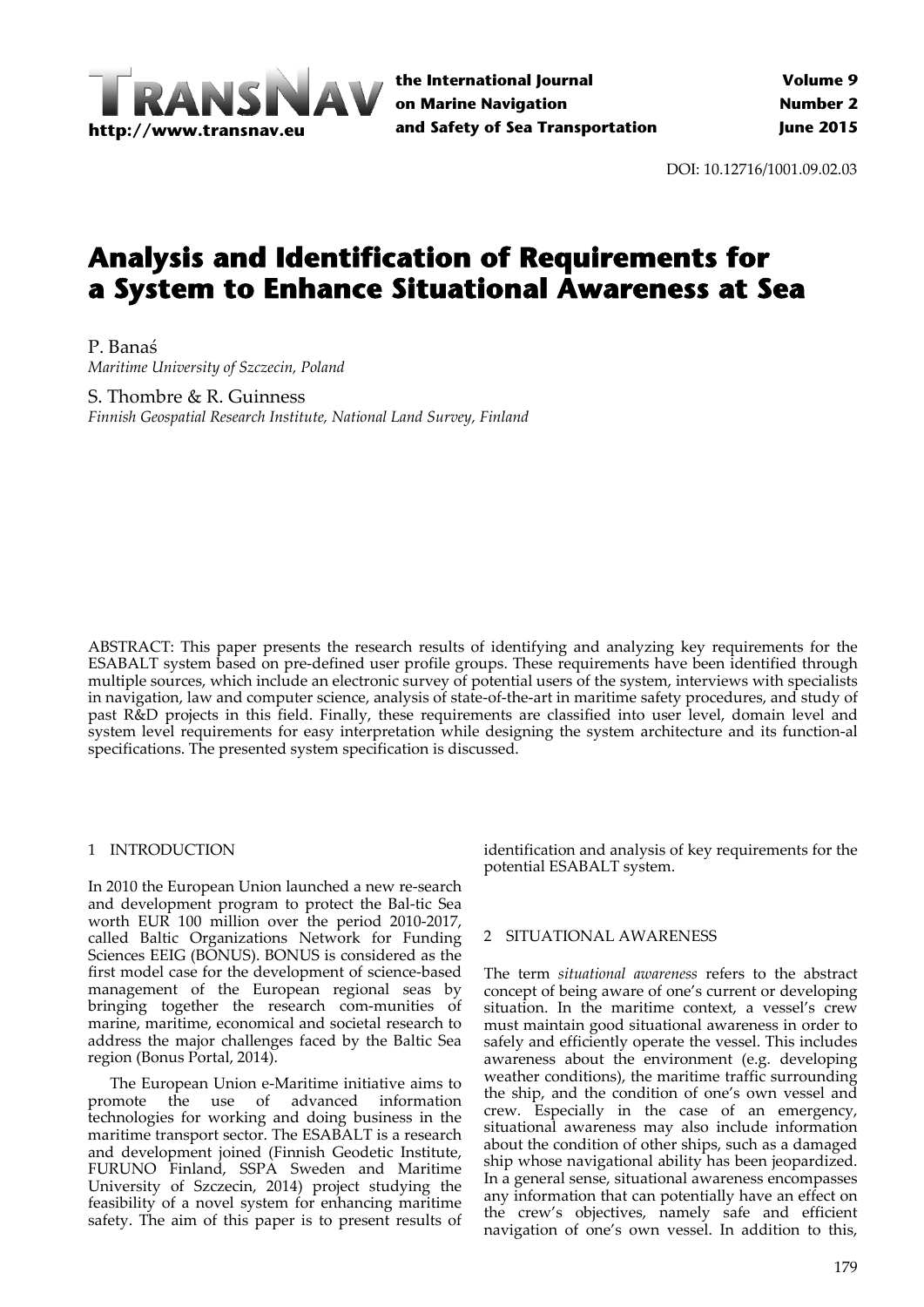# Analysis and Identification of Requirements for a System to Enhance Situational Awareness at Sea

P. Banaś
*Maritime University of Szczecin, Poland*

S. Thombre & R. Guinness
*Finnish Geospatial Research Institute, National Land Survey, Finland*

ABSTRACT: This paper presents the research results of identifying and analyzing key requirements for the ESABALT system based on pre-defined user profile groups. These requirements have been identified through multiple sources, which include an electronic survey of potential users of the system, interviews with specialists in navigation, law and computer science, analysis of state-of-the-art in maritime safety procedures, and study of past R&D projects in this field. Finally, these requirements are classified into user level, domain level and system level requirements for easy interpretation while designing the system architecture and its function-al specifications. The presented system specification is discussed.

## 1 INTRODUCTION

In 2010 the European Union launched a new re-search and development program to protect the Bal-tic Sea worth EUR 100 million over the period 2010-2017, called Baltic Organizations Network for Funding Sciences EEIG (BONUS). BONUS is considered as the first model case for the development of science-based management of the European regional seas by bringing together the research com-munities of marine, maritime, economical and societal research to address the major challenges faced by the Baltic Sea region (Bonus Portal, 2014).

The European Union e-Maritime initiative aims to promote the use of advanced information technologies for working and doing business in the maritime transport sector. The ESABALT is a research and development joined (Finnish Geodetic Institute, FURUNO Finland, SSPA Sweden and Maritime University of Szczecin, 2014) project studying the feasibility of a novel system for enhancing maritime safety. The aim of this paper is to present results of identification and analysis of key requirements for the potential ESABALT system.

## 2 SITUATIONAL AWARENESS

The term *situational awareness* refers to the abstract concept of being aware of one's current or developing situation. In the maritime context, a vessel's crew must maintain good situational awareness in order to safely and efficiently operate the vessel. This includes awareness about the environment (e.g. developing weather conditions), the maritime traffic surrounding the ship, and the condition of one's own vessel and crew. Especially in the case of an emergency, situational awareness may also include information about the condition of other ships, such as a damaged ship whose navigational ability has been jeopardized. In a general sense, situational awareness encompasses any information that can potentially have an effect on the crew's objectives, namely safe and efficient navigation of one's own vessel. In addition to this,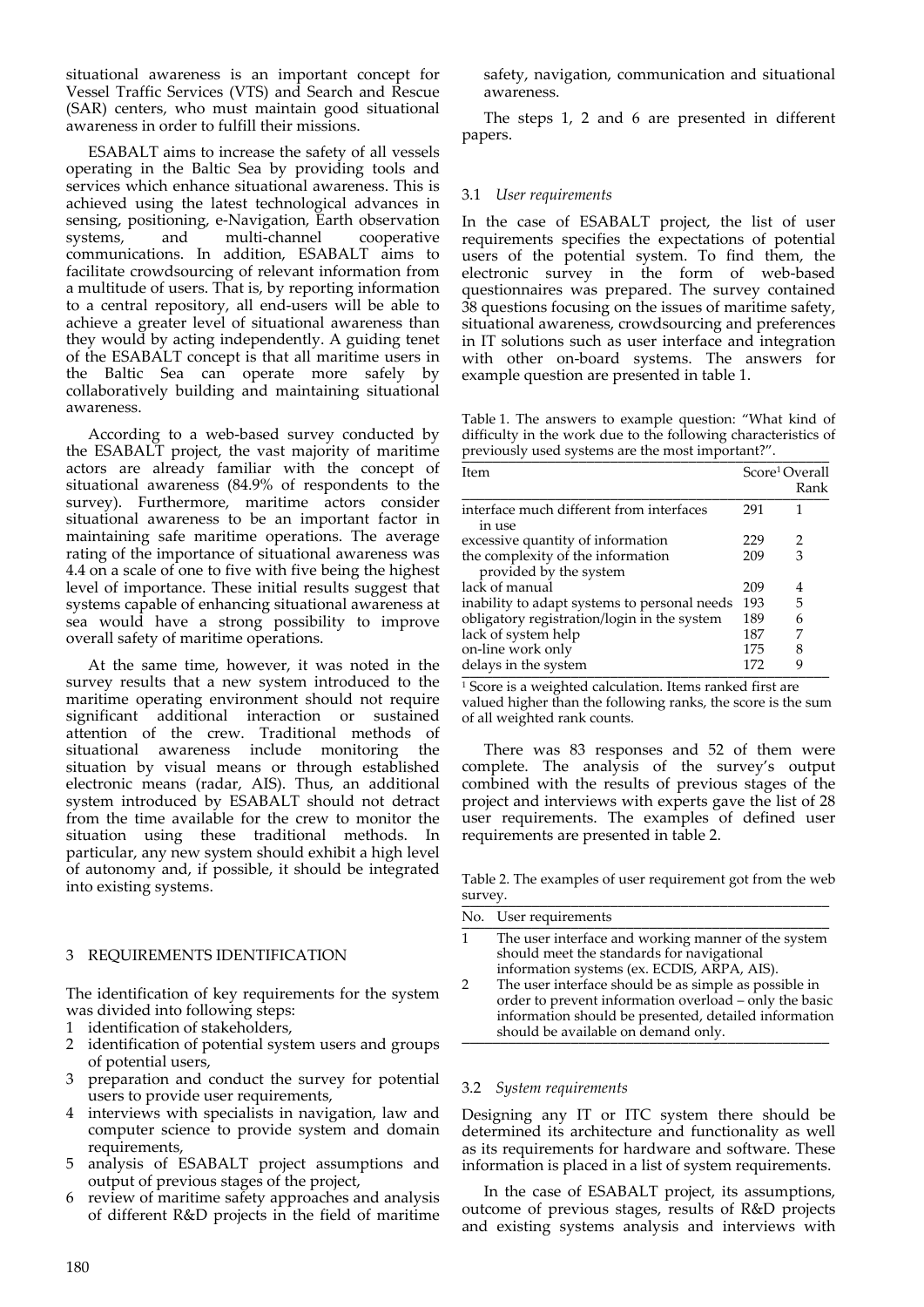situational awareness is an important concept for Vessel Traffic Services (VTS) and Search and Rescue (SAR) centers, who must maintain good situational awareness in order to fulfill their missions.

ESABALT aims to increase the safety of all vessels operating in the Baltic Sea by providing tools and services which enhance situational awareness. This is achieved using the latest technological advances in sensing, positioning, e-Navigation, Earth observation systems, and multi-channel cooperative communications. In addition, ESABALT aims to facilitate crowdsourcing of relevant information from a multitude of users. That is, by reporting information to a central repository, all end-users will be able to achieve a greater level of situational awareness than they would by acting independently. A guiding tenet of the ESABALT concept is that all maritime users in the Baltic Sea can operate more safely by collaboratively building and maintaining situational awareness.

According to a web-based survey conducted by the ESABALT project, the vast majority of maritime actors are already familiar with the concept of situational awareness (84.9% of respondents to the survey). Furthermore, maritime actors consider situational awareness to be an important factor in maintaining safe maritime operations. The average rating of the importance of situational awareness was 4.4 on a scale of one to five with five being the highest level of importance. These initial results suggest that systems capable of enhancing situational awareness at sea would have a strong possibility to improve overall safety of maritime operations.

At the same time, however, it was noted in the survey results that a new system introduced to the maritime operating environment should not require significant additional interaction or sustained attention of the crew. Traditional methods of situational awareness include monitoring the situation by visual means or through established electronic means (radar, AIS). Thus, an additional system introduced by ESABALT should not detract from the time available for the crew to monitor the situation using these traditional methods. In particular, any new system should exhibit a high level of autonomy and, if possible, it should be integrated into existing systems.

## 3 REQUIREMENTS IDENTIFICATION

The identification of key requirements for the system was divided into following steps:

1. identification of stakeholders,
2. identification of potential system users and groups of potential users,
3. preparation and conduct the survey for potential users to provide user requirements,
4. interviews with specialists in navigation, law and computer science to provide system and domain requirements,
5. analysis of ESABALT project assumptions and output of previous stages of the project,
6. review of maritime safety approaches and analysis of different R&D projects in the field of maritime safety, navigation, communication and situational awareness.

The steps 1, 2 and 6 are presented in different papers.

### 3.1 *User requirements*

In the case of ESABALT project, the list of user requirements specifies the expectations of potential users of the potential system. To find them, the electronic survey in the form of web-based questionnaires was prepared. The survey contained 38 questions focusing on the issues of maritime safety, situational awareness, crowdsourcing and preferences in IT solutions such as user interface and integration with other on-board systems. The answers for example question are presented in table 1.

Table 1. The answers to example question: "What kind of difficulty in the work due to the following characteristics of previously used systems are the most important?".

| Item | Score[1] | Overall Rank |
|---|---|---|
| interface much different from interfaces in use | 291 | 1 |
| excessive quantity of information | 229 | 2 |
| the complexity of the information provided by the system | 209 | 3 |
| lack of manual | 209 | 4 |
| inability to adapt systems to personal needs | 193 | 5 |
| obligatory registration/login in the system | 189 | 6 |
| lack of system help | 187 | 7 |
| on-line work only | 175 | 8 |
| delays in the system | 172 | 9 |

[1] Score is a weighted calculation. Items ranked first are valued higher than the following ranks, the score is the sum of all weighted rank counts.

There was 83 responses and 52 of them were complete. The analysis of the survey's output combined with the results of previous stages of the project and interviews with experts gave the list of 28 user requirements. The examples of defined user requirements are presented in table 2.

Table 2. The examples of user requirement got from the web survey.

| No. | User requirements |
|---|---|
| 1 | The user interface and working manner of the system should meet the standards for navigational information systems (ex. ECDIS, ARPA, AIS). |
| 2 | The user interface should be as simple as possible in order to prevent information overload – only the basic information should be presented, detailed information should be available on demand only. |

### 3.2 *System requirements*

Designing any IT or ITC system there should be determined its architecture and functionality as well as its requirements for hardware and software. These information is placed in a list of system requirements.

In the case of ESABALT project, its assumptions, outcome of previous stages, results of R&D projects and existing systems analysis and interviews with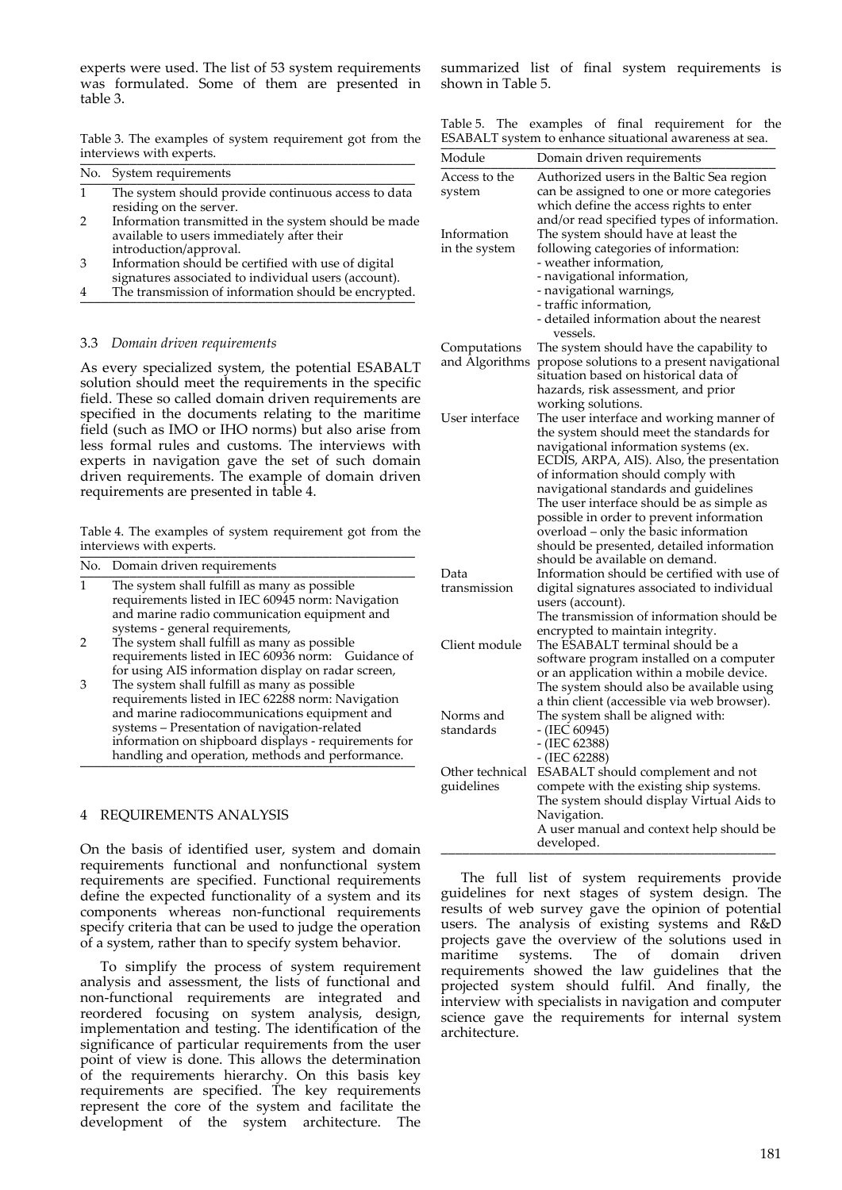experts were used. The list of 53 system requirements was formulated. Some of them are presented in table 3.

Table 3. The examples of system requirement got from the interviews with experts.

| No. | System requirements |
|---|---|
| 1 | The system should provide continuous access to data residing on the server. |
| 2 | Information transmitted in the system should be made available to users immediately after their introduction/approval. |
| 3 | Information should be certified with use of digital signatures associated to individual users (account). |
| 4 | The transmission of information should be encrypted. |

### 3.3 *Domain driven requirements*

As every specialized system, the potential ESABALT solution should meet the requirements in the specific field. These so called domain driven requirements are specified in the documents relating to the maritime field (such as IMO or IHO norms) but also arise from less formal rules and customs. The interviews with experts in navigation gave the set of such domain driven requirements. The example of domain driven requirements are presented in table 4.

Table 4. The examples of system requirement got from the interviews with experts.

| No. | Domain driven requirements |
|---|---|
| 1 | The system shall fulfill as many as possible requirements listed in IEC 60945 norm: Navigation and marine radio communication equipment and systems - general requirements, |
| 2 | The system shall fulfill as many as possible requirements listed in IEC 60936 norm: Guidance of for using AIS information display on radar screen, |
| 3 | The system shall fulfill as many as possible requirements listed in IEC 62288 norm: Navigation and marine radiocommunications equipment and systems – Presentation of navigation-related information on shipboard displays - requirements for handling and operation, methods and performance. |

## 4 REQUIREMENTS ANALYSIS

On the basis of identified user, system and domain requirements functional and nonfunctional system requirements are specified. Functional requirements define the expected functionality of a system and its components whereas non-functional requirements specify criteria that can be used to judge the operation of a system, rather than to specify system behavior.

To simplify the process of system requirement analysis and assessment, the lists of functional and non-functional requirements are integrated and reordered focusing on system analysis, design, implementation and testing. The identification of the significance of particular requirements from the user point of view is done. This allows the determination of the requirements hierarchy. On this basis key requirements are specified. The key requirements represent the core of the system and facilitate the development of the system architecture. The summarized list of final system requirements is shown in Table 5.

Table 5. The examples of final requirement for the ESABALT system to enhance situational awareness at sea.

| Module | Domain driven requirements |
|---|---|
| Access to the system | Authorized users in the Baltic Sea region can be assigned to one or more categories which define the access rights to enter and/or read specified types of information. |
| Information in the system | The system should have at least the following categories of information:<br>- weather information,<br>- navigational information,<br>- navigational warnings,<br>- traffic information,<br>- detailed information about the nearest vessels. |
| Computations and Algorithms | The system should have the capability to propose solutions to a present navigational situation based on historical data of hazards, risk assessment, and prior working solutions. |
| User interface | The user interface and working manner of the system should meet the standards for navigational information systems (ex. ECDIS, ARPA, AIS). Also, the presentation of information should comply with navigational standards and guidelines<br>The user interface should be as simple as possible in order to prevent information overload – only the basic information should be presented, detailed information should be available on demand. |
| Data transmission | Information should be certified with use of digital signatures associated to individual users (account).<br>The transmission of information should be encrypted to maintain integrity. |
| Client module | The ESABALT terminal should be a software program installed on a computer or an application within a mobile device. The system should also be available using a thin client (accessible via web browser). |
| Norms and standards | The system shall be aligned with:<br>- (IEC 60945)<br>- (IEC 62388)<br>- (IEC 62288) |
| Other technical guidelines | ESABALT should complement and not compete with the existing ship systems. The system should display Virtual Aids to Navigation.<br>A user manual and context help should be developed. |

The full list of system requirements provide guidelines for next stages of system design. The results of web survey gave the opinion of potential users. The analysis of existing systems and R&D projects gave the overview of the solutions used in maritime systems. The of domain driven requirements showed the law guidelines that the projected system should fulfil. And finally, the interview with specialists in navigation and computer science gave the requirements for internal system architecture.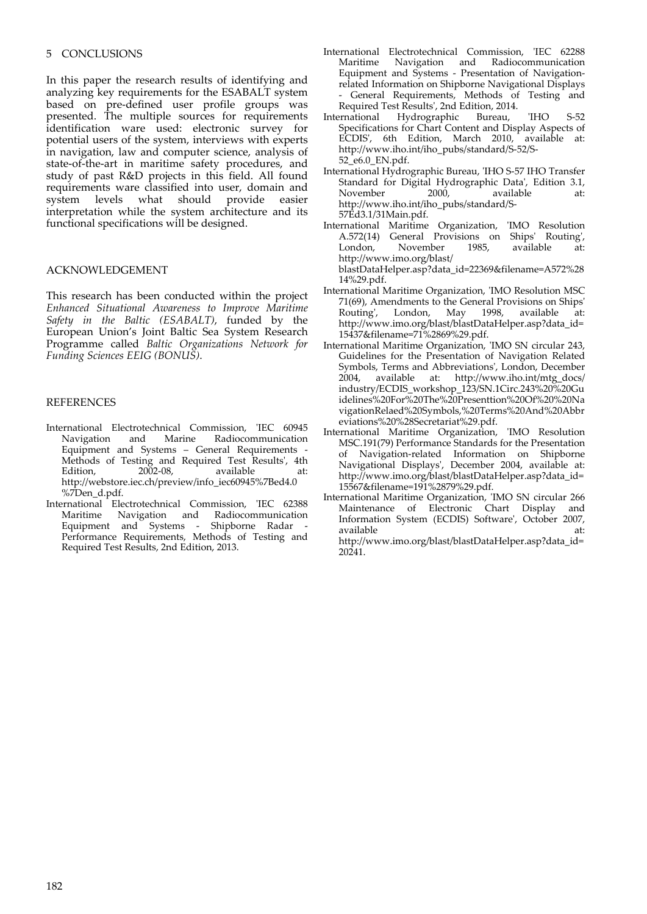## 5 CONCLUSIONS

In this paper the research results of identifying and analyzing key requirements for the ESABALT system based on pre-defined user profile groups was presented. The multiple sources for requirements identification ware used: electronic survey for potential users of the system, interviews with experts in navigation, law and computer science, analysis of state-of-the-art in maritime safety procedures, and study of past R&D projects in this field. All found requirements ware classified into user, domain and system levels what should provide easier interpretation while the system architecture and its functional specifications will be designed.

## ACKNOWLEDGEMENT

This research has been conducted within the project *Enhanced Situational Awareness to Improve Maritime Safety in the Baltic (ESABALT)*, funded by the European Union's Joint Baltic Sea System Research Programme called *Baltic Organizations Network for Funding Sciences EEIG (BONUS)*.

## REFERENCES

International Electrotechnical Commission, 'IEC 60945 Navigation and Marine Radiocommunication Equipment and Systems – General Requirements - Methods of Testing and Required Test Results', 4th Edition, 2002-08, available at: http://webstore.iec.ch/preview/info_iec60945%7Bed4.0%7Den_d.pdf.

International Electrotechnical Commission, 'IEC 62388 Maritime Navigation and Radiocommunication Equipment and Systems - Shipborne Radar - Performance Requirements, Methods of Testing and Required Test Results, 2nd Edition, 2013.

International Electrotechnical Commission, 'IEC 62288 Maritime Navigation and Radiocommunication Equipment and Systems - Presentation of Navigation-related Information on Shipborne Navigational Displays - General Requirements, Methods of Testing and Required Test Results', 2nd Edition, 2014.

International Hydrographic Bureau, 'IHO S-52 Specifications for Chart Content and Display Aspects of ECDIS', 6th Edition, March 2010, available at: http://www.iho.int/iho_pubs/standard/S-52/S-52_e6.0_EN.pdf.

International Hydrographic Bureau, 'IHO S-57 IHO Transfer Standard for Digital Hydrographic Data', Edition 3.1, November 2000, available at: http://www.iho.int/iho_pubs/standard/S-57Ed3.1/31Main.pdf.

International Maritime Organization, 'IMO Resolution A.572(14) General Provisions on Ships' Routing', London, November 1985, available at: http://www.imo.org/blast/blastDataHelper.asp?data_id=22369&filename=A572%2814%29.pdf.

International Maritime Organization, 'IMO Resolution MSC 71(69), Amendments to the General Provisions on Ships' Routing', London, May 1998, available at: http://www.imo.org/blast/blastDataHelper.asp?data_id=15437&filename=71%2869%29.pdf.

International Maritime Organization, 'IMO SN circular 243, Guidelines for the Presentation of Navigation Related Symbols, Terms and Abbreviations', London, December 2004, available at: http://www.iho.int/mtg_docs/industry/ECDIS_workshop_123/SN.1Circ.243%20%20Guidelines%20For%20The%20Presenttion%20Of%20%20NavigationRelaed%20Symbols,%20Terms%20And%20Abbreviations%20%28Secretariat%29.pdf.

International Maritime Organization, 'IMO Resolution MSC.191(79) Performance Standards for the Presentation of Navigation-related Information on Shipborne Navigational Displays', December 2004, available at: http://www.imo.org/blast/blastDataHelper.asp?data_id=15567&filename=191%2879%29.pdf.

International Maritime Organization, 'IMO SN circular 266 Maintenance of Electronic Chart Display and Information System (ECDIS) Software', October 2007, available at: http://www.imo.org/blast/blastDataHelper.asp?data_id=20241.